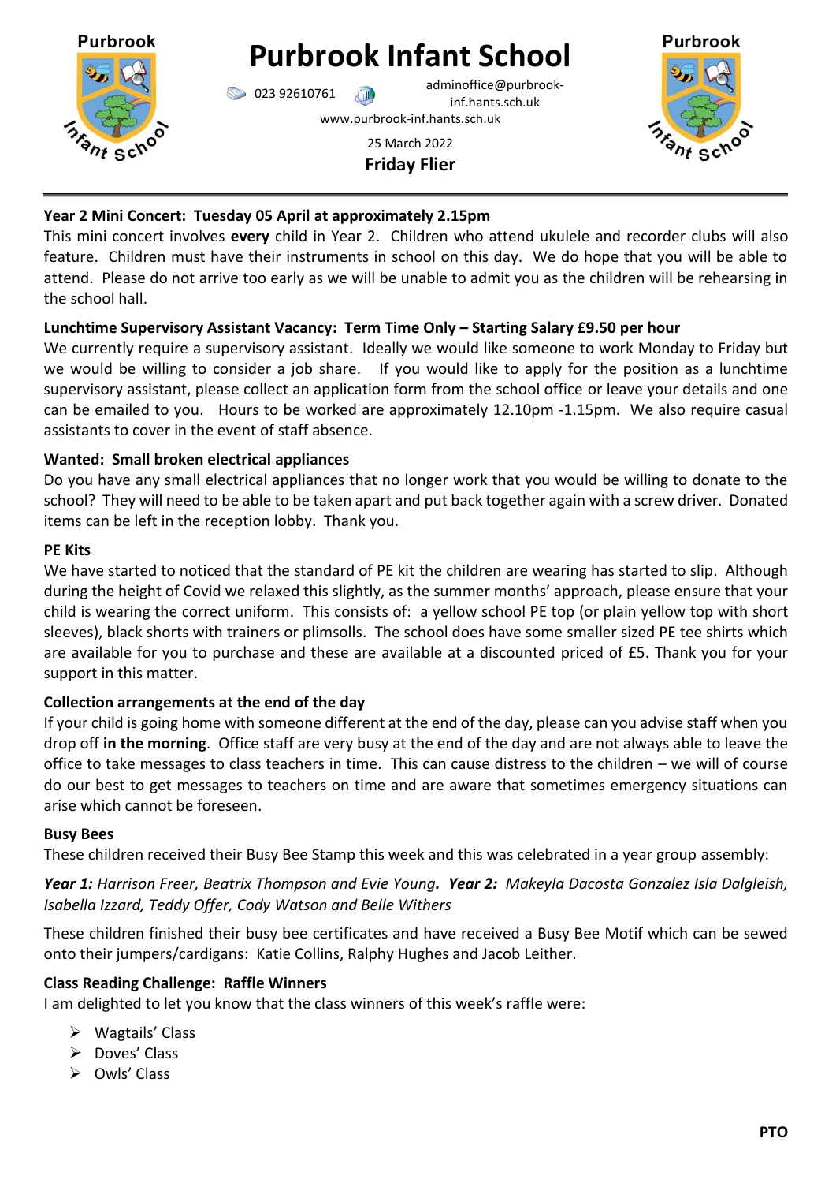# Purbrook Infant School

023 92610761 adminoffice@purbrook-inf.hants.sch.uk
www.purbrook-inf.hants.sch.uk

25 March 2022

**Friday Flier**

---

### Year 2 Mini Concert: Tuesday 05 April at approximately 2.15pm

This mini concert involves **every** child in Year 2. Children who attend ukulele and recorder clubs will also feature. Children must have their instruments in school on this day. We do hope that you will be able to attend. Please do not arrive too early as we will be unable to admit you as the children will be rehearsing in the school hall.

### Lunchtime Supervisory Assistant Vacancy: Term Time Only – Starting Salary £9.50 per hour

We currently require a supervisory assistant. Ideally we would like someone to work Monday to Friday but we would be willing to consider a job share. If you would like to apply for the position as a lunchtime supervisory assistant, please collect an application form from the school office or leave your details and one can be emailed to you. Hours to be worked are approximately 12.10pm -1.15pm. We also require casual assistants to cover in the event of staff absence.

### Wanted: Small broken electrical appliances

Do you have any small electrical appliances that no longer work that you would be willing to donate to the school? They will need to be able to be taken apart and put back together again with a screw driver. Donated items can be left in the reception lobby. Thank you.

### PE Kits

We have started to noticed that the standard of PE kit the children are wearing has started to slip. Although during the height of Covid we relaxed this slightly, as the summer months' approach, please ensure that your child is wearing the correct uniform. This consists of: a yellow school PE top (or plain yellow top with short sleeves), black shorts with trainers or plimsolls. The school does have some smaller sized PE tee shirts which are available for you to purchase and these are available at a discounted priced of £5. Thank you for your support in this matter.

### Collection arrangements at the end of the day

If your child is going home with someone different at the end of the day, please can you advise staff when you drop off **in the morning**. Office staff are very busy at the end of the day and are not always able to leave the office to take messages to class teachers in time. This can cause distress to the children – we will of course do our best to get messages to teachers on time and are aware that sometimes emergency situations can arise which cannot be foreseen.

### Busy Bees

These children received their Busy Bee Stamp this week and this was celebrated in a year group assembly:

***Year 1:*** *Harrison Freer, Beatrix Thompson and Evie Young.* ***Year 2:*** *Makeyla Dacosta Gonzalez Isla Dalgleish, Isabella Izzard, Teddy Offer, Cody Watson and Belle Withers*

These children finished their busy bee certificates and have received a Busy Bee Motif which can be sewed onto their jumpers/cardigans: Katie Collins, Ralphy Hughes and Jacob Leither.

### Class Reading Challenge: Raffle Winners

I am delighted to let you know that the class winners of this week's raffle were:

- Wagtails' Class
- Doves' Class
- Owls' Class

**PTO**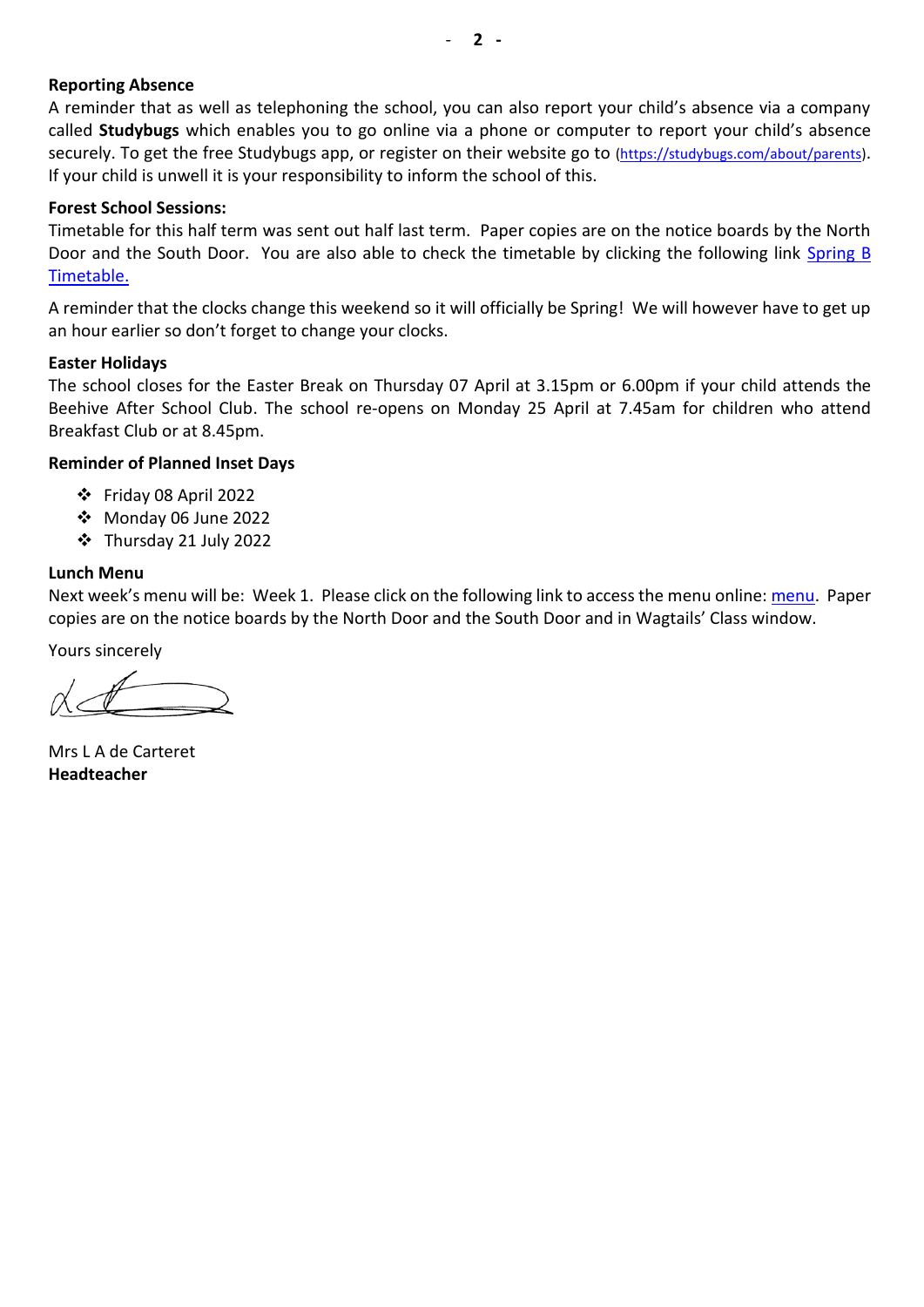**Reporting Absence**

A reminder that as well as telephoning the school, you can also report your child's absence via a company called **Studybugs** which enables you to go online via a phone or computer to report your child's absence securely. To get the free Studybugs app, or register on their website go to (https://studybugs.com/about/parents). If your child is unwell it is your responsibility to inform the school of this.

**Forest School Sessions:**

Timetable for this half term was sent out half last term. Paper copies are on the notice boards by the North Door and the South Door. You are also able to check the timetable by clicking the following link Spring B Timetable.

A reminder that the clocks change this weekend so it will officially be Spring! We will however have to get up an hour earlier so don't forget to change your clocks.

**Easter Holidays**

The school closes for the Easter Break on Thursday 07 April at 3.15pm or 6.00pm if your child attends the Beehive After School Club. The school re-opens on Monday 25 April at 7.45am for children who attend Breakfast Club or at 8.45pm.

**Reminder of Planned Inset Days**

- Friday 08 April 2022
- Monday 06 June 2022
- Thursday 21 July 2022

**Lunch Menu**

Next week's menu will be: Week 1. Please click on the following link to access the menu online: menu. Paper copies are on the notice boards by the North Door and the South Door and in Wagtails' Class window.

Yours sincerely

Mrs L A de Carteret
**Headteacher**